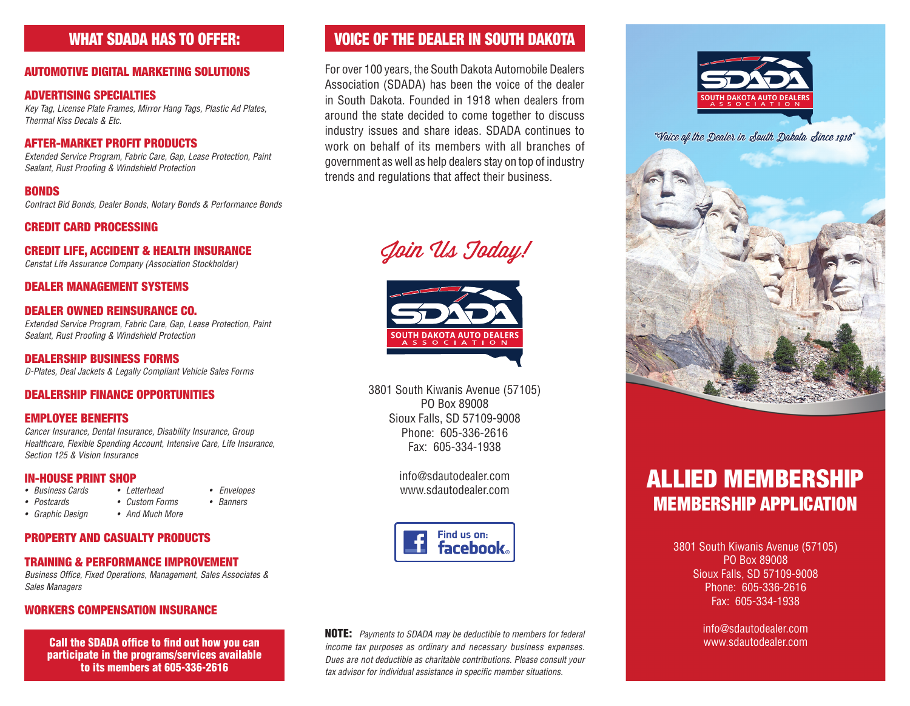## WHAT SDADA HAS TO OFFER:

### AUTOMOTIVE DIGITAL MARKETING SOLUTIONS

### ADVERTISING SPECIALTIES

*Key Tag, License Plate Frames, Mirror Hang Tags, Plastic Ad Plates, Thermal Kiss Decals & Etc.*

### AFTER-MARKET PROFIT PRODUCTS

*Extended Service Program, Fabric Care, Gap, Lease Protection, Paint Sealant, Rust Proofing & Windshield Protection*

### BONDS

*Contract Bid Bonds, Dealer Bonds, Notary Bonds & Performance Bonds*

### CREDIT CARD PROCESSING

### CREDIT LIFE, ACCIDENT & HEALTH INSURANCE

*Censtat Life Assurance Company (Association Stockholder)*

### DEALER MANAGEMENT SYSTEMS

### DEALER OWNED REINSURANCE CO.

*Extended Service Program, Fabric Care, Gap, Lease Protection, Paint Sealant, Rust Proofing & Windshield Protection*

### DEALERSHIP BUSINESS FORMS

*D-Plates, Deal Jackets & Legally Compliant Vehicle Sales Forms*

### DEALERSHIP FINANCE OPPORTUNITIES

### EMPLOYEE BENEFITS

*Cancer Insurance, Dental Insurance, Disability Insurance, Group Healthcare, Flexible Spending Account, Intensive Care, Life Insurance, Section 125 & Vision Insurance*

### IN-HOUSE PRINT SHOP

- *Business Cards*
- *Postcards*
- *Graphic Design*
- *Letterhead*
- *Custom Forms*
- *And Much More*
- *Envelopes*
- *Banners*

### PROPERTY AND CASUALTY PRODUCTS

### TRAINING & PERFORMANCE IMPROVEMENT

*Business Office, Fixed Operations, Management, Sales Associates & Sales Managers*

### WORKERS COMPENSATION INSURANCE

**Call the SDADA office to find out how you can participate in the programs/services available to its members at 605-336-2616**

## VOICE OF THE DEALER IN SOUTH DAKOTA

For over 100 years, the South Dakota Automobile Dealers Association (SDADA) has been the voice of the dealer in South Dakota. Founded in 1918 when dealers from around the state decided to come together to discuss industry issues and share ideas. SDADA continues to work on behalf of its members with all branches of government as well as help dealers stay on top of industry trends and regulations that affect their business.

*Join Us Today!*

SDADA
SOUTH DAKOTA AUTO DEALERS ASSOCIATION

3801 South Kiwanis Avenue (57105)
PO Box 89008
Sioux Falls, SD 57109-9008
Phone: 605-336-2616
Fax: 605-334-1938

info@sdautodealer.com
www.sdautodealer.com

Find us on: facebook

**NOTE:** *Payments to SDADA may be deductible to members for federal income tax purposes as ordinary and necessary business expenses. Dues are not deductible as charitable contributions. Please consult your tax advisor for individual assistance in specific member situations.*

SDADA
SOUTH DAKOTA AUTO DEALERS ASSOCIATION

*"Voice of the Dealer in South Dakota Since 1918"*

# ALLIED MEMBERSHIP

## MEMBERSHIP APPLICATION

3801 South Kiwanis Avenue (57105)
PO Box 89008
Sioux Falls, SD 57109-9008
Phone: 605-336-2616
Fax: 605-334-1938

info@sdautodealer.com
www.sdautodealer.com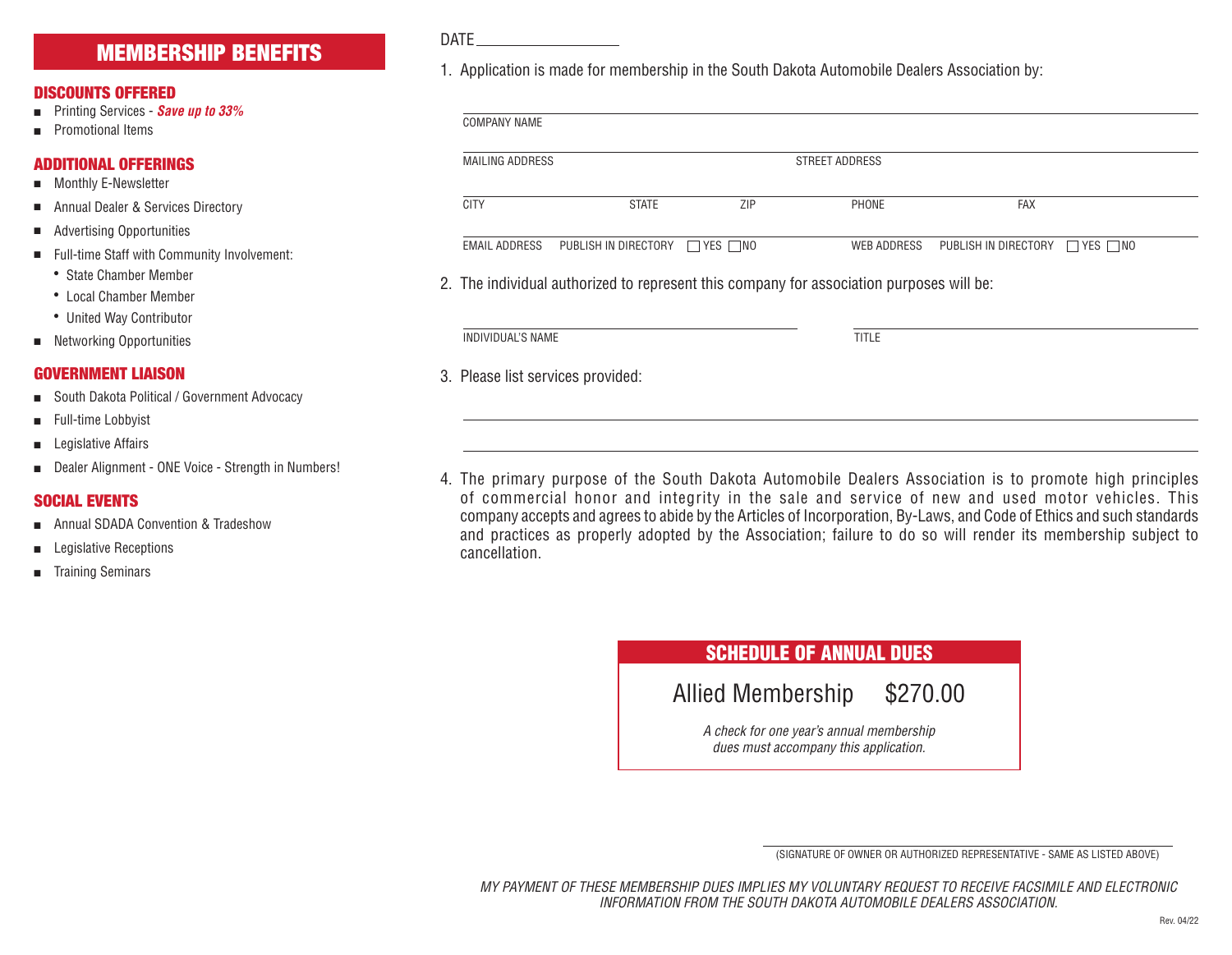## MEMBERSHIP BENEFITS

### DISCOUNTS OFFERED

- Printing Services - ***Save up to 33%***
- Promotional Items

### ADDITIONAL OFFERINGS

- Monthly E-Newsletter
- Annual Dealer & Services Directory
- Advertising Opportunities
- Full-time Staff with Community Involvement:
  - State Chamber Member
  - Local Chamber Member
  - United Way Contributor
- Networking Opportunities

### GOVERNMENT LIAISON

- South Dakota Political / Government Advocacy
- Full-time Lobbyist
- Legislative Affairs
- Dealer Alignment - ONE Voice - Strength in Numbers!

### SOCIAL EVENTS

- Annual SDADA Convention & Tradeshow
- Legislative Receptions
- Training Seminars

DATE ________________

1. Application is made for membership in the South Dakota Automobile Dealers Association by:

COMPANY NAME ____________________________________________

MAILING ADDRESS ____________________ STREET ADDRESS ____________________

CITY __________ STATE __________ ZIP __________ PHONE __________ FAX __________

EMAIL ADDRESS __________ PUBLISH IN DIRECTORY ☐ YES ☐ NO    WEB ADDRESS __________ PUBLISH IN DIRECTORY ☐ YES ☐ NO

2. The individual authorized to represent this company for association purposes will be:

INDIVIDUAL'S NAME ____________________ TITLE ____________________

3. Please list services provided:

____________________________________________

____________________________________________

4. The primary purpose of the South Dakota Automobile Dealers Association is to promote high principles of commercial honor and integrity in the sale and service of new and used motor vehicles. This company accepts and agrees to abide by the Articles of Incorporation, By-Laws, and Code of Ethics and such standards and practices as properly adopted by the Association; failure to do so will render its membership subject to cancellation.

### SCHEDULE OF ANNUAL DUES

Allied Membership $270.00

*A check for one year's annual membership dues must accompany this application.*

____________________________________________
(SIGNATURE OF OWNER OR AUTHORIZED REPRESENTATIVE - SAME AS LISTED ABOVE)

*MY PAYMENT OF THESE MEMBERSHIP DUES IMPLIES MY VOLUNTARY REQUEST TO RECEIVE FACSIMILE AND ELECTRONIC INFORMATION FROM THE SOUTH DAKOTA AUTOMOBILE DEALERS ASSOCIATION.*

Rev. 04/22